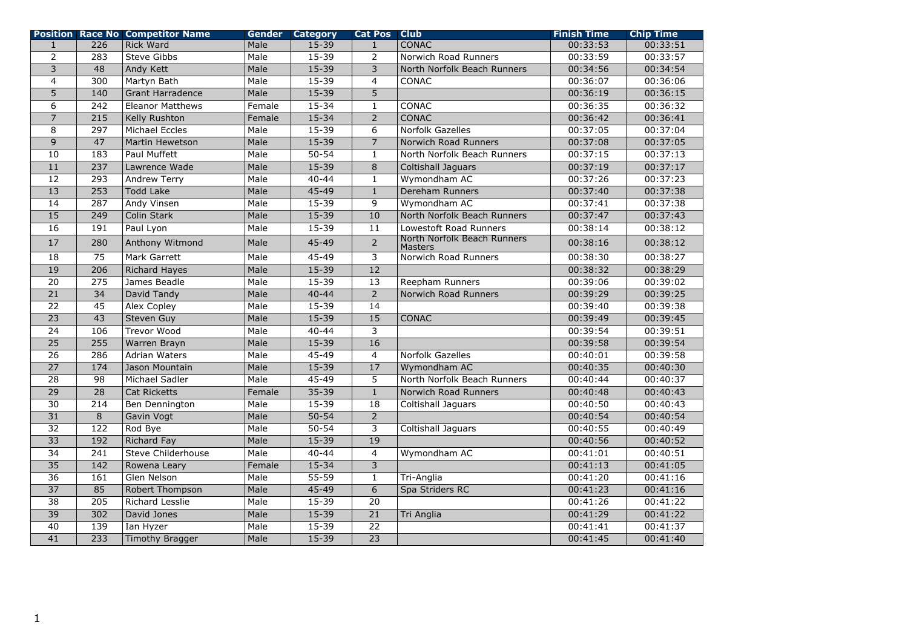| Position | Race No | Competitor Name | Gender | Category | Cat Pos | Club | Finish Time | Chip Time |
|---|---|---|---|---|---|---|---|---|
| 1 | 226 | Rick Ward | Male | 15-39 | 1 | CONAC | 00:33:53 | 00:33:51 |
| 2 | 283 | Steve Gibbs | Male | 15-39 | 2 | Norwich Road Runners | 00:33:59 | 00:33:57 |
| 3 | 48 | Andy Kett | Male | 15-39 | 3 | North Norfolk Beach Runners | 00:34:56 | 00:34:54 |
| 4 | 300 | Martyn Bath | Male | 15-39 | 4 | CONAC | 00:36:07 | 00:36:06 |
| 5 | 140 | Grant Harradence | Male | 15-39 | 5 | | 00:36:19 | 00:36:15 |
| 6 | 242 | Eleanor Matthews | Female | 15-34 | 1 | CONAC | 00:36:35 | 00:36:32 |
| 7 | 215 | Kelly Rushton | Female | 15-34 | 2 | CONAC | 00:36:42 | 00:36:41 |
| 8 | 297 | Michael Eccles | Male | 15-39 | 6 | Norfolk Gazelles | 00:37:05 | 00:37:04 |
| 9 | 47 | Martin Hewetson | Male | 15-39 | 7 | Norwich Road Runners | 00:37:08 | 00:37:05 |
| 10 | 183 | Paul Muffett | Male | 50-54 | 1 | North Norfolk Beach Runners | 00:37:15 | 00:37:13 |
| 11 | 237 | Lawrence Wade | Male | 15-39 | 8 | Coltishall Jaguars | 00:37:19 | 00:37:17 |
| 12 | 293 | Andrew Terry | Male | 40-44 | 1 | Wymondham AC | 00:37:26 | 00:37:23 |
| 13 | 253 | Todd Lake | Male | 45-49 | 1 | Dereham Runners | 00:37:40 | 00:37:38 |
| 14 | 287 | Andy Vinsen | Male | 15-39 | 9 | Wymondham AC | 00:37:41 | 00:37:38 |
| 15 | 249 | Colin Stark | Male | 15-39 | 10 | North Norfolk Beach Runners | 00:37:47 | 00:37:43 |
| 16 | 191 | Paul Lyon | Male | 15-39 | 11 | Lowestoft Road Runners | 00:38:14 | 00:38:12 |
| 17 | 280 | Anthony Witmond | Male | 45-49 | 2 | North Norfolk Beach Runners Masters | 00:38:16 | 00:38:12 |
| 18 | 75 | Mark Garrett | Male | 45-49 | 3 | Norwich Road Runners | 00:38:30 | 00:38:27 |
| 19 | 206 | Richard Hayes | Male | 15-39 | 12 | | 00:38:32 | 00:38:29 |
| 20 | 275 | James Beadle | Male | 15-39 | 13 | Reepham Runners | 00:39:06 | 00:39:02 |
| 21 | 34 | David Tandy | Male | 40-44 | 2 | Norwich Road Runners | 00:39:29 | 00:39:25 |
| 22 | 45 | Alex Copley | Male | 15-39 | 14 | | 00:39:40 | 00:39:38 |
| 23 | 43 | Steven Guy | Male | 15-39 | 15 | CONAC | 00:39:49 | 00:39:45 |
| 24 | 106 | Trevor Wood | Male | 40-44 | 3 | | 00:39:54 | 00:39:51 |
| 25 | 255 | Warren Brayn | Male | 15-39 | 16 | | 00:39:58 | 00:39:54 |
| 26 | 286 | Adrian Waters | Male | 45-49 | 4 | Norfolk Gazelles | 00:40:01 | 00:39:58 |
| 27 | 174 | Jason Mountain | Male | 15-39 | 17 | Wymondham AC | 00:40:35 | 00:40:30 |
| 28 | 98 | Michael Sadler | Male | 45-49 | 5 | North Norfolk Beach Runners | 00:40:44 | 00:40:37 |
| 29 | 28 | Cat Ricketts | Female | 35-39 | 1 | Norwich Road Runners | 00:40:48 | 00:40:43 |
| 30 | 214 | Ben Dennington | Male | 15-39 | 18 | Coltishall Jaguars | 00:40:50 | 00:40:43 |
| 31 | 8 | Gavin Vogt | Male | 50-54 | 2 | | 00:40:54 | 00:40:54 |
| 32 | 122 | Rod Bye | Male | 50-54 | 3 | Coltishall Jaguars | 00:40:55 | 00:40:49 |
| 33 | 192 | Richard Fay | Male | 15-39 | 19 | | 00:40:56 | 00:40:52 |
| 34 | 241 | Steve Childerhouse | Male | 40-44 | 4 | Wymondham AC | 00:41:01 | 00:40:51 |
| 35 | 142 | Rowena Leary | Female | 15-34 | 3 | | 00:41:13 | 00:41:05 |
| 36 | 161 | Glen Nelson | Male | 55-59 | 1 | Tri-Anglia | 00:41:20 | 00:41:16 |
| 37 | 85 | Robert Thompson | Male | 45-49 | 6 | Spa Striders RC | 00:41:23 | 00:41:16 |
| 38 | 205 | Richard Lesslie | Male | 15-39 | 20 | | 00:41:26 | 00:41:22 |
| 39 | 302 | David Jones | Male | 15-39 | 21 | Tri Anglia | 00:41:29 | 00:41:22 |
| 40 | 139 | Ian Hyzer | Male | 15-39 | 22 | | 00:41:41 | 00:41:37 |
| 41 | 233 | Timothy Bragger | Male | 15-39 | 23 | | 00:41:45 | 00:41:40 |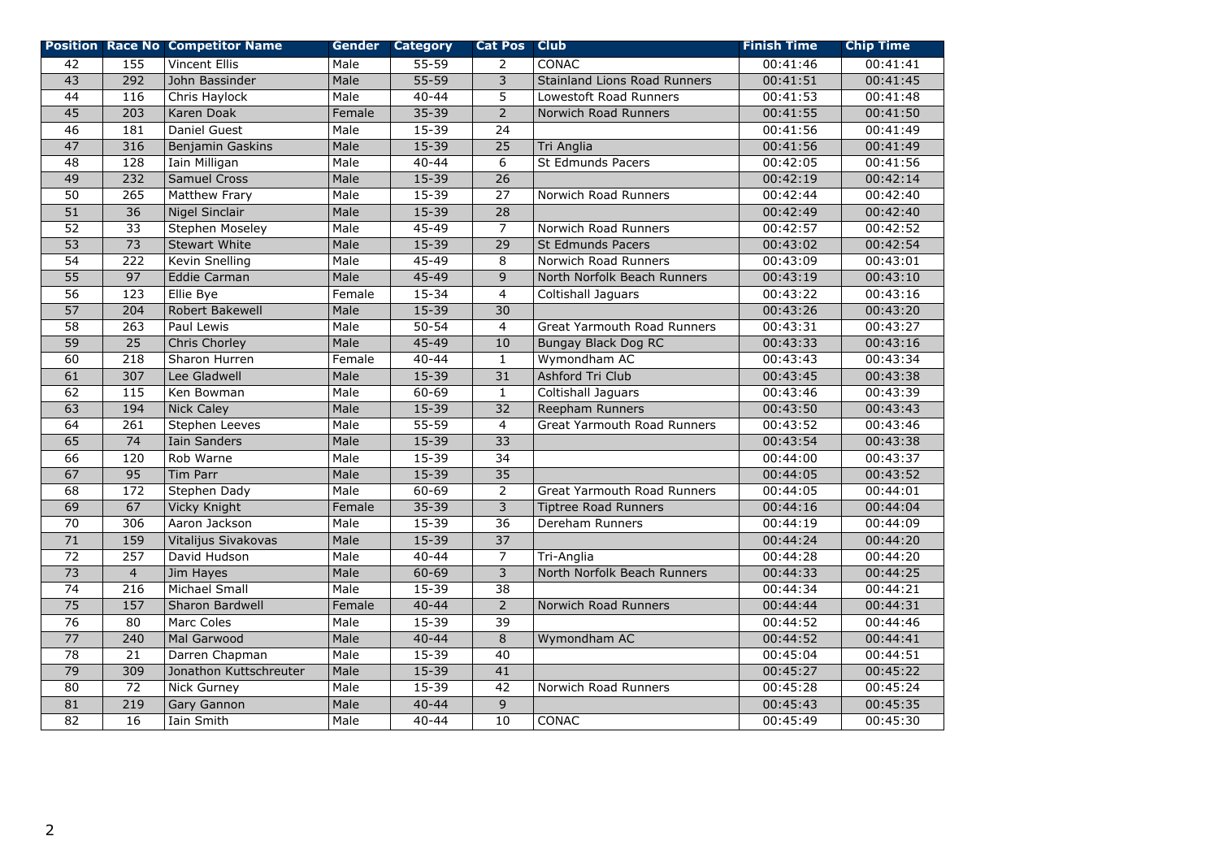| Position | Race No | Competitor Name | Gender | Category | Cat Pos | Club | Finish Time | Chip Time |
|---|---|---|---|---|---|---|---|---|
| 42 | 155 | Vincent Ellis | Male | 55-59 | 2 | CONAC | 00:41:46 | 00:41:41 |
| 43 | 292 | John Bassinder | Male | 55-59 | 3 | Stainland Lions Road Runners | 00:41:51 | 00:41:45 |
| 44 | 116 | Chris Haylock | Male | 40-44 | 5 | Lowestoft Road Runners | 00:41:53 | 00:41:48 |
| 45 | 203 | Karen Doak | Female | 35-39 | 2 | Norwich Road Runners | 00:41:55 | 00:41:50 |
| 46 | 181 | Daniel Guest | Male | 15-39 | 24 | | 00:41:56 | 00:41:49 |
| 47 | 316 | Benjamin Gaskins | Male | 15-39 | 25 | Tri Anglia | 00:41:56 | 00:41:49 |
| 48 | 128 | Iain Milligan | Male | 40-44 | 6 | St Edmunds Pacers | 00:42:05 | 00:41:56 |
| 49 | 232 | Samuel Cross | Male | 15-39 | 26 | | 00:42:19 | 00:42:14 |
| 50 | 265 | Matthew Frary | Male | 15-39 | 27 | Norwich Road Runners | 00:42:44 | 00:42:40 |
| 51 | 36 | Nigel Sinclair | Male | 15-39 | 28 | | 00:42:49 | 00:42:40 |
| 52 | 33 | Stephen Moseley | Male | 45-49 | 7 | Norwich Road Runners | 00:42:57 | 00:42:52 |
| 53 | 73 | Stewart White | Male | 15-39 | 29 | St Edmunds Pacers | 00:43:02 | 00:42:54 |
| 54 | 222 | Kevin Snelling | Male | 45-49 | 8 | Norwich Road Runners | 00:43:09 | 00:43:01 |
| 55 | 97 | Eddie Carman | Male | 45-49 | 9 | North Norfolk Beach Runners | 00:43:19 | 00:43:10 |
| 56 | 123 | Ellie Bye | Female | 15-34 | 4 | Coltishall Jaguars | 00:43:22 | 00:43:16 |
| 57 | 204 | Robert Bakewell | Male | 15-39 | 30 | | 00:43:26 | 00:43:20 |
| 58 | 263 | Paul Lewis | Male | 50-54 | 4 | Great Yarmouth Road Runners | 00:43:31 | 00:43:27 |
| 59 | 25 | Chris Chorley | Male | 45-49 | 10 | Bungay Black Dog RC | 00:43:33 | 00:43:16 |
| 60 | 218 | Sharon Hurren | Female | 40-44 | 1 | Wymondham AC | 00:43:43 | 00:43:34 |
| 61 | 307 | Lee Gladwell | Male | 15-39 | 31 | Ashford Tri Club | 00:43:45 | 00:43:38 |
| 62 | 115 | Ken Bowman | Male | 60-69 | 1 | Coltishall Jaguars | 00:43:46 | 00:43:39 |
| 63 | 194 | Nick Caley | Male | 15-39 | 32 | Reepham Runners | 00:43:50 | 00:43:43 |
| 64 | 261 | Stephen Leeves | Male | 55-59 | 4 | Great Yarmouth Road Runners | 00:43:52 | 00:43:46 |
| 65 | 74 | Iain Sanders | Male | 15-39 | 33 | | 00:43:54 | 00:43:38 |
| 66 | 120 | Rob Warne | Male | 15-39 | 34 | | 00:44:00 | 00:43:37 |
| 67 | 95 | Tim Parr | Male | 15-39 | 35 | | 00:44:05 | 00:43:52 |
| 68 | 172 | Stephen Dady | Male | 60-69 | 2 | Great Yarmouth Road Runners | 00:44:05 | 00:44:01 |
| 69 | 67 | Vicky Knight | Female | 35-39 | 3 | Tiptree Road Runners | 00:44:16 | 00:44:04 |
| 70 | 306 | Aaron Jackson | Male | 15-39 | 36 | Dereham Runners | 00:44:19 | 00:44:09 |
| 71 | 159 | Vitalijus Sivakovas | Male | 15-39 | 37 | | 00:44:24 | 00:44:20 |
| 72 | 257 | David Hudson | Male | 40-44 | 7 | Tri-Anglia | 00:44:28 | 00:44:20 |
| 73 | 4 | Jim Hayes | Male | 60-69 | 3 | North Norfolk Beach Runners | 00:44:33 | 00:44:25 |
| 74 | 216 | Michael Small | Male | 15-39 | 38 | | 00:44:34 | 00:44:21 |
| 75 | 157 | Sharon Bardwell | Female | 40-44 | 2 | Norwich Road Runners | 00:44:44 | 00:44:31 |
| 76 | 80 | Marc Coles | Male | 15-39 | 39 | | 00:44:52 | 00:44:46 |
| 77 | 240 | Mal Garwood | Male | 40-44 | 8 | Wymondham AC | 00:44:52 | 00:44:41 |
| 78 | 21 | Darren Chapman | Male | 15-39 | 40 | | 00:45:04 | 00:44:51 |
| 79 | 309 | Jonathon Kuttschreuter | Male | 15-39 | 41 | | 00:45:27 | 00:45:22 |
| 80 | 72 | Nick Gurney | Male | 15-39 | 42 | Norwich Road Runners | 00:45:28 | 00:45:24 |
| 81 | 219 | Gary Gannon | Male | 40-44 | 9 | | 00:45:43 | 00:45:35 |
| 82 | 16 | Iain Smith | Male | 40-44 | 10 | CONAC | 00:45:49 | 00:45:30 |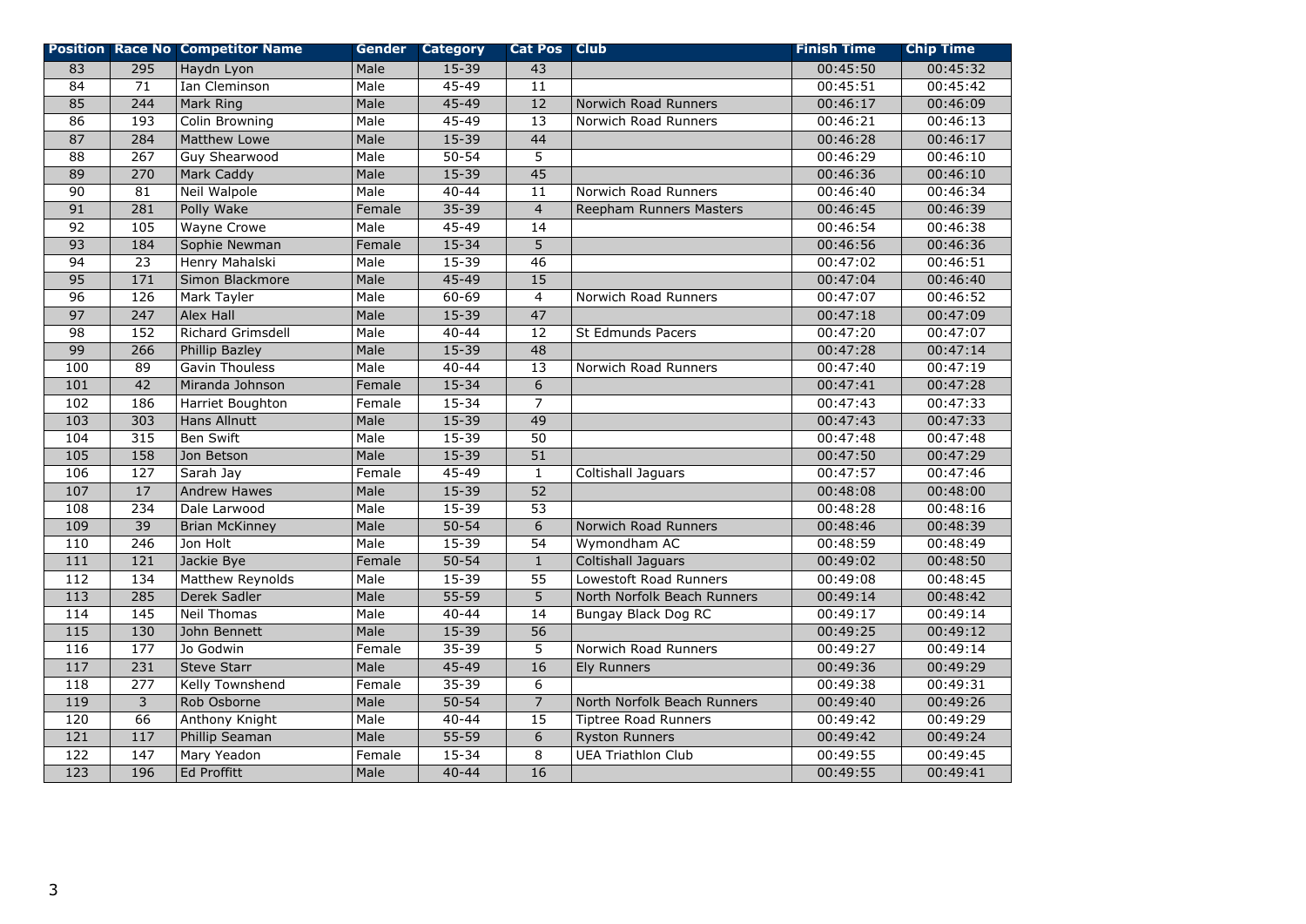| Position | Race No | Competitor Name | Gender | Category | Cat Pos | Club | Finish Time | Chip Time |
|---|---|---|---|---|---|---|---|---|
| 83 | 295 | Haydn Lyon | Male | 15-39 | 43 | | 00:45:50 | 00:45:32 |
| 84 | 71 | Ian Cleminson | Male | 45-49 | 11 | | 00:45:51 | 00:45:42 |
| 85 | 244 | Mark Ring | Male | 45-49 | 12 | Norwich Road Runners | 00:46:17 | 00:46:09 |
| 86 | 193 | Colin Browning | Male | 45-49 | 13 | Norwich Road Runners | 00:46:21 | 00:46:13 |
| 87 | 284 | Matthew Lowe | Male | 15-39 | 44 | | 00:46:28 | 00:46:17 |
| 88 | 267 | Guy Shearwood | Male | 50-54 | 5 | | 00:46:29 | 00:46:10 |
| 89 | 270 | Mark Caddy | Male | 15-39 | 45 | | 00:46:36 | 00:46:10 |
| 90 | 81 | Neil Walpole | Male | 40-44 | 11 | Norwich Road Runners | 00:46:40 | 00:46:34 |
| 91 | 281 | Polly Wake | Female | 35-39 | 4 | Reepham Runners Masters | 00:46:45 | 00:46:39 |
| 92 | 105 | Wayne Crowe | Male | 45-49 | 14 | | 00:46:54 | 00:46:38 |
| 93 | 184 | Sophie Newman | Female | 15-34 | 5 | | 00:46:56 | 00:46:36 |
| 94 | 23 | Henry Mahalski | Male | 15-39 | 46 | | 00:47:02 | 00:46:51 |
| 95 | 171 | Simon Blackmore | Male | 45-49 | 15 | | 00:47:04 | 00:46:40 |
| 96 | 126 | Mark Tayler | Male | 60-69 | 4 | Norwich Road Runners | 00:47:07 | 00:46:52 |
| 97 | 247 | Alex Hall | Male | 15-39 | 47 | | 00:47:18 | 00:47:09 |
| 98 | 152 | Richard Grimsdell | Male | 40-44 | 12 | St Edmunds Pacers | 00:47:20 | 00:47:07 |
| 99 | 266 | Phillip Bazley | Male | 15-39 | 48 | | 00:47:28 | 00:47:14 |
| 100 | 89 | Gavin Thouless | Male | 40-44 | 13 | Norwich Road Runners | 00:47:40 | 00:47:19 |
| 101 | 42 | Miranda Johnson | Female | 15-34 | 6 | | 00:47:41 | 00:47:28 |
| 102 | 186 | Harriet Boughton | Female | 15-34 | 7 | | 00:47:43 | 00:47:33 |
| 103 | 303 | Hans Allnutt | Male | 15-39 | 49 | | 00:47:43 | 00:47:33 |
| 104 | 315 | Ben Swift | Male | 15-39 | 50 | | 00:47:48 | 00:47:48 |
| 105 | 158 | Jon Betson | Male | 15-39 | 51 | | 00:47:50 | 00:47:29 |
| 106 | 127 | Sarah Jay | Female | 45-49 | 1 | Coltishall Jaguars | 00:47:57 | 00:47:46 |
| 107 | 17 | Andrew Hawes | Male | 15-39 | 52 | | 00:48:08 | 00:48:00 |
| 108 | 234 | Dale Larwood | Male | 15-39 | 53 | | 00:48:28 | 00:48:16 |
| 109 | 39 | Brian McKinney | Male | 50-54 | 6 | Norwich Road Runners | 00:48:46 | 00:48:39 |
| 110 | 246 | Jon Holt | Male | 15-39 | 54 | Wymondham AC | 00:48:59 | 00:48:49 |
| 111 | 121 | Jackie Bye | Female | 50-54 | 1 | Coltishall Jaguars | 00:49:02 | 00:48:50 |
| 112 | 134 | Matthew Reynolds | Male | 15-39 | 55 | Lowestoft Road Runners | 00:49:08 | 00:48:45 |
| 113 | 285 | Derek Sadler | Male | 55-59 | 5 | North Norfolk Beach Runners | 00:49:14 | 00:48:42 |
| 114 | 145 | Neil Thomas | Male | 40-44 | 14 | Bungay Black Dog RC | 00:49:17 | 00:49:14 |
| 115 | 130 | John Bennett | Male | 15-39 | 56 | | 00:49:25 | 00:49:12 |
| 116 | 177 | Jo Godwin | Female | 35-39 | 5 | Norwich Road Runners | 00:49:27 | 00:49:14 |
| 117 | 231 | Steve Starr | Male | 45-49 | 16 | Ely Runners | 00:49:36 | 00:49:29 |
| 118 | 277 | Kelly Townshend | Female | 35-39 | 6 | | 00:49:38 | 00:49:31 |
| 119 | 3 | Rob Osborne | Male | 50-54 | 7 | North Norfolk Beach Runners | 00:49:40 | 00:49:26 |
| 120 | 66 | Anthony Knight | Male | 40-44 | 15 | Tiptree Road Runners | 00:49:42 | 00:49:29 |
| 121 | 117 | Phillip Seaman | Male | 55-59 | 6 | Ryston Runners | 00:49:42 | 00:49:24 |
| 122 | 147 | Mary Yeadon | Female | 15-34 | 8 | UEA Triathlon Club | 00:49:55 | 00:49:45 |
| 123 | 196 | Ed Proffitt | Male | 40-44 | 16 | | 00:49:55 | 00:49:41 |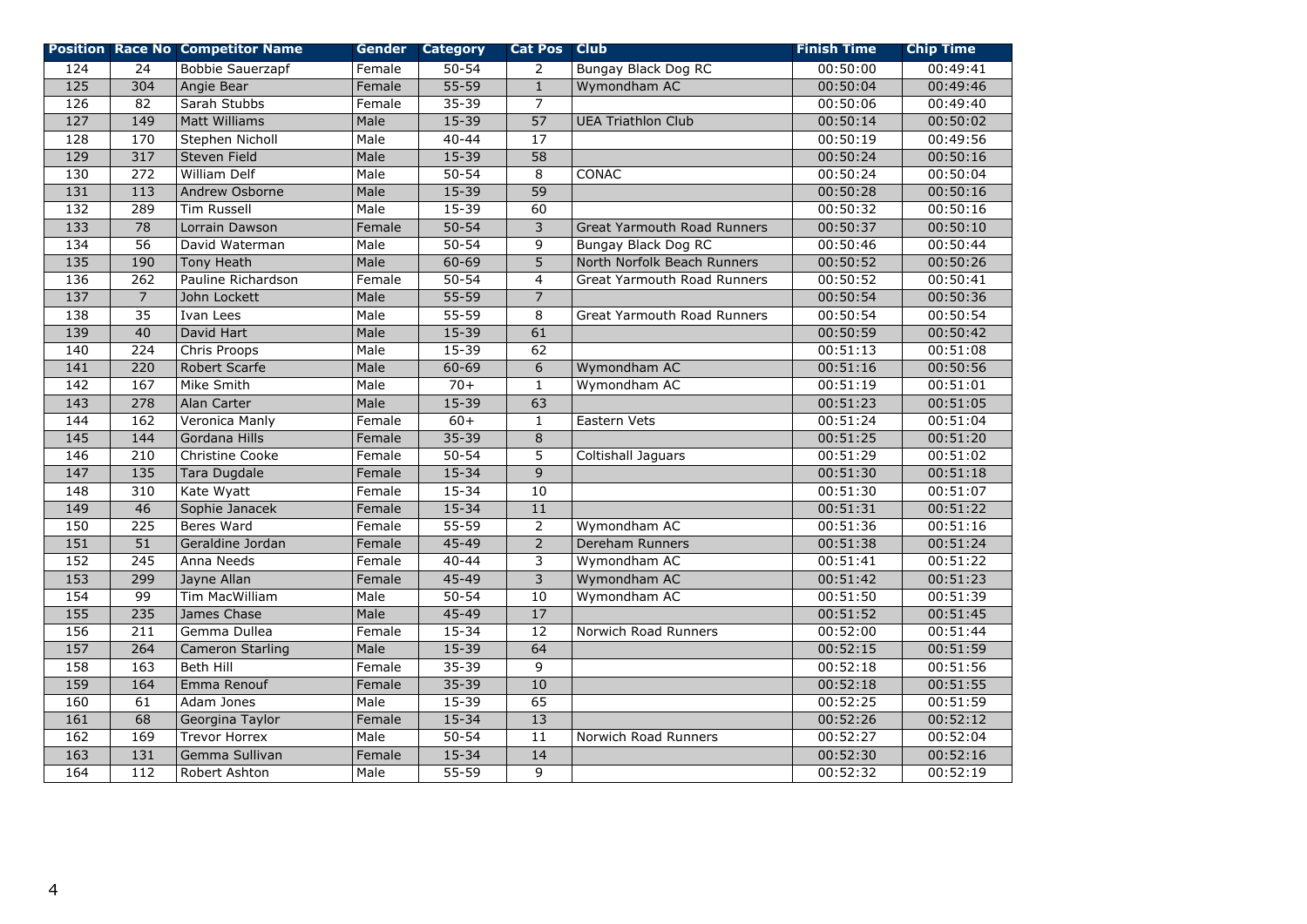| Position | Race No | Competitor Name | Gender | Category | Cat Pos | Club | Finish Time | Chip Time |
|---|---|---|---|---|---|---|---|---|
| 124 | 24 | Bobbie Sauerzapf | Female | 50-54 | 2 | Bungay Black Dog RC | 00:50:00 | 00:49:41 |
| 125 | 304 | Angie Bear | Female | 55-59 | 1 | Wymondham AC | 00:50:04 | 00:49:46 |
| 126 | 82 | Sarah Stubbs | Female | 35-39 | 7 | | 00:50:06 | 00:49:40 |
| 127 | 149 | Matt Williams | Male | 15-39 | 57 | UEA Triathlon Club | 00:50:14 | 00:50:02 |
| 128 | 170 | Stephen Nicholl | Male | 40-44 | 17 | | 00:50:19 | 00:49:56 |
| 129 | 317 | Steven Field | Male | 15-39 | 58 | | 00:50:24 | 00:50:16 |
| 130 | 272 | William Delf | Male | 50-54 | 8 | CONAC | 00:50:24 | 00:50:04 |
| 131 | 113 | Andrew Osborne | Male | 15-39 | 59 | | 00:50:28 | 00:50:16 |
| 132 | 289 | Tim Russell | Male | 15-39 | 60 | | 00:50:32 | 00:50:16 |
| 133 | 78 | Lorrain Dawson | Female | 50-54 | 3 | Great Yarmouth Road Runners | 00:50:37 | 00:50:10 |
| 134 | 56 | David Waterman | Male | 50-54 | 9 | Bungay Black Dog RC | 00:50:46 | 00:50:44 |
| 135 | 190 | Tony Heath | Male | 60-69 | 5 | North Norfolk Beach Runners | 00:50:52 | 00:50:26 |
| 136 | 262 | Pauline Richardson | Female | 50-54 | 4 | Great Yarmouth Road Runners | 00:50:52 | 00:50:41 |
| 137 | 7 | John Lockett | Male | 55-59 | 7 | | 00:50:54 | 00:50:36 |
| 138 | 35 | Ivan Lees | Male | 55-59 | 8 | Great Yarmouth Road Runners | 00:50:54 | 00:50:54 |
| 139 | 40 | David Hart | Male | 15-39 | 61 | | 00:50:59 | 00:50:42 |
| 140 | 224 | Chris Proops | Male | 15-39 | 62 | | 00:51:13 | 00:51:08 |
| 141 | 220 | Robert Scarfe | Male | 60-69 | 6 | Wymondham AC | 00:51:16 | 00:50:56 |
| 142 | 167 | Mike Smith | Male | 70+ | 1 | Wymondham AC | 00:51:19 | 00:51:01 |
| 143 | 278 | Alan Carter | Male | 15-39 | 63 | | 00:51:23 | 00:51:05 |
| 144 | 162 | Veronica Manly | Female | 60+ | 1 | Eastern Vets | 00:51:24 | 00:51:04 |
| 145 | 144 | Gordana Hills | Female | 35-39 | 8 | | 00:51:25 | 00:51:20 |
| 146 | 210 | Christine Cooke | Female | 50-54 | 5 | Coltishall Jaguars | 00:51:29 | 00:51:02 |
| 147 | 135 | Tara Dugdale | Female | 15-34 | 9 | | 00:51:30 | 00:51:18 |
| 148 | 310 | Kate Wyatt | Female | 15-34 | 10 | | 00:51:30 | 00:51:07 |
| 149 | 46 | Sophie Janacek | Female | 15-34 | 11 | | 00:51:31 | 00:51:22 |
| 150 | 225 | Beres Ward | Female | 55-59 | 2 | Wymondham AC | 00:51:36 | 00:51:16 |
| 151 | 51 | Geraldine Jordan | Female | 45-49 | 2 | Dereham Runners | 00:51:38 | 00:51:24 |
| 152 | 245 | Anna Needs | Female | 40-44 | 3 | Wymondham AC | 00:51:41 | 00:51:22 |
| 153 | 299 | Jayne Allan | Female | 45-49 | 3 | Wymondham AC | 00:51:42 | 00:51:23 |
| 154 | 99 | Tim MacWilliam | Male | 50-54 | 10 | Wymondham AC | 00:51:50 | 00:51:39 |
| 155 | 235 | James Chase | Male | 45-49 | 17 | | 00:51:52 | 00:51:45 |
| 156 | 211 | Gemma Dullea | Female | 15-34 | 12 | Norwich Road Runners | 00:52:00 | 00:51:44 |
| 157 | 264 | Cameron Starling | Male | 15-39 | 64 | | 00:52:15 | 00:51:59 |
| 158 | 163 | Beth Hill | Female | 35-39 | 9 | | 00:52:18 | 00:51:56 |
| 159 | 164 | Emma Renouf | Female | 35-39 | 10 | | 00:52:18 | 00:51:55 |
| 160 | 61 | Adam Jones | Male | 15-39 | 65 | | 00:52:25 | 00:51:59 |
| 161 | 68 | Georgina Taylor | Female | 15-34 | 13 | | 00:52:26 | 00:52:12 |
| 162 | 169 | Trevor Horrex | Male | 50-54 | 11 | Norwich Road Runners | 00:52:27 | 00:52:04 |
| 163 | 131 | Gemma Sullivan | Female | 15-34 | 14 | | 00:52:30 | 00:52:16 |
| 164 | 112 | Robert Ashton | Male | 55-59 | 9 | | 00:52:32 | 00:52:19 |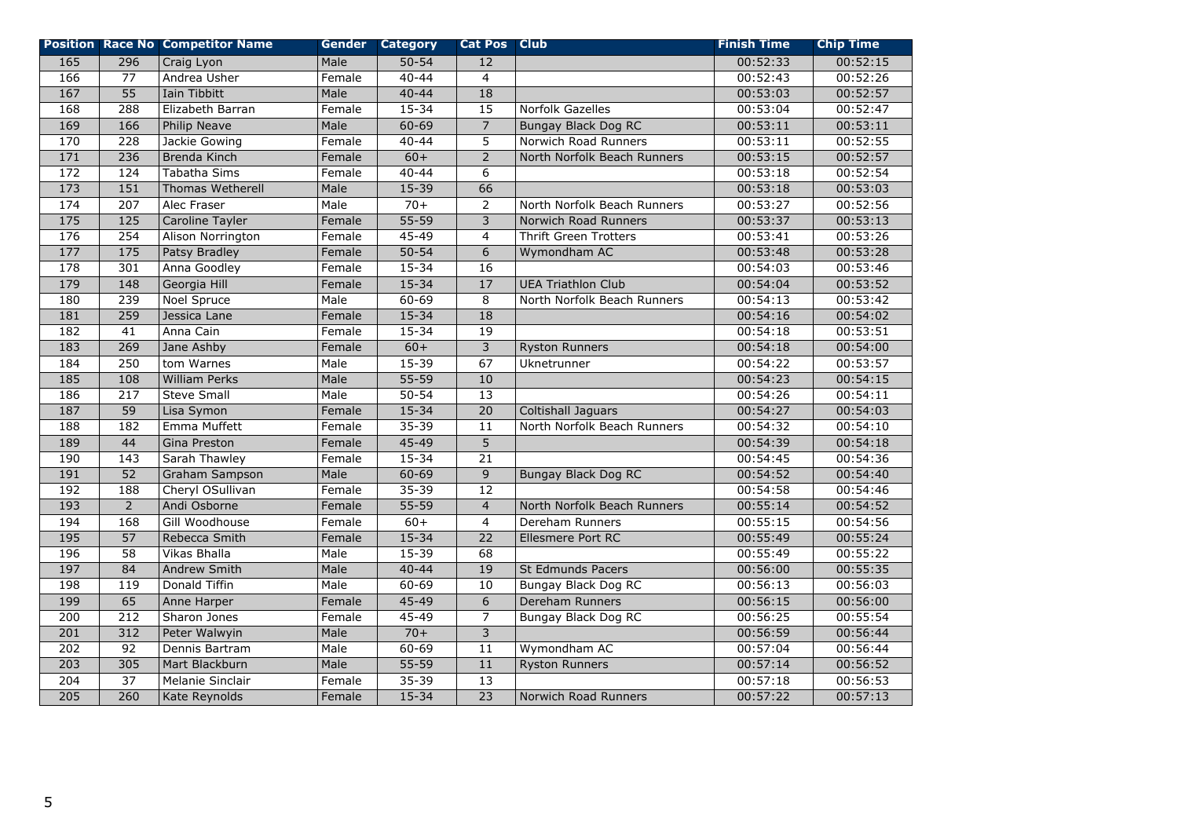| Position | Race No | Competitor Name | Gender | Category | Cat Pos | Club | Finish Time | Chip Time |
|---|---|---|---|---|---|---|---|---|
| 165 | 296 | Craig Lyon | Male | 50-54 | 12 | | 00:52:33 | 00:52:15 |
| 166 | 77 | Andrea Usher | Female | 40-44 | 4 | | 00:52:43 | 00:52:26 |
| 167 | 55 | Iain Tibbitt | Male | 40-44 | 18 | | 00:53:03 | 00:52:57 |
| 168 | 288 | Elizabeth Barran | Female | 15-34 | 15 | Norfolk Gazelles | 00:53:04 | 00:52:47 |
| 169 | 166 | Philip Neave | Male | 60-69 | 7 | Bungay Black Dog RC | 00:53:11 | 00:53:11 |
| 170 | 228 | Jackie Gowing | Female | 40-44 | 5 | Norwich Road Runners | 00:53:11 | 00:52:55 |
| 171 | 236 | Brenda Kinch | Female | 60+ | 2 | North Norfolk Beach Runners | 00:53:15 | 00:52:57 |
| 172 | 124 | Tabatha Sims | Female | 40-44 | 6 | | 00:53:18 | 00:52:54 |
| 173 | 151 | Thomas Wetherell | Male | 15-39 | 66 | | 00:53:18 | 00:53:03 |
| 174 | 207 | Alec Fraser | Male | 70+ | 2 | North Norfolk Beach Runners | 00:53:27 | 00:52:56 |
| 175 | 125 | Caroline Tayler | Female | 55-59 | 3 | Norwich Road Runners | 00:53:37 | 00:53:13 |
| 176 | 254 | Alison Norrington | Female | 45-49 | 4 | Thrift Green Trotters | 00:53:41 | 00:53:26 |
| 177 | 175 | Patsy Bradley | Female | 50-54 | 6 | Wymondham AC | 00:53:48 | 00:53:28 |
| 178 | 301 | Anna Goodley | Female | 15-34 | 16 | | 00:54:03 | 00:53:46 |
| 179 | 148 | Georgia Hill | Female | 15-34 | 17 | UEA Triathlon Club | 00:54:04 | 00:53:52 |
| 180 | 239 | Noel Spruce | Male | 60-69 | 8 | North Norfolk Beach Runners | 00:54:13 | 00:53:42 |
| 181 | 259 | Jessica Lane | Female | 15-34 | 18 | | 00:54:16 | 00:54:02 |
| 182 | 41 | Anna Cain | Female | 15-34 | 19 | | 00:54:18 | 00:53:51 |
| 183 | 269 | Jane Ashby | Female | 60+ | 3 | Ryston Runners | 00:54:18 | 00:54:00 |
| 184 | 250 | tom Warnes | Male | 15-39 | 67 | Uknetrunner | 00:54:22 | 00:53:57 |
| 185 | 108 | William Perks | Male | 55-59 | 10 | | 00:54:23 | 00:54:15 |
| 186 | 217 | Steve Small | Male | 50-54 | 13 | | 00:54:26 | 00:54:11 |
| 187 | 59 | Lisa Symon | Female | 15-34 | 20 | Coltishall Jaguars | 00:54:27 | 00:54:03 |
| 188 | 182 | Emma Muffett | Female | 35-39 | 11 | North Norfolk Beach Runners | 00:54:32 | 00:54:10 |
| 189 | 44 | Gina Preston | Female | 45-49 | 5 | | 00:54:39 | 00:54:18 |
| 190 | 143 | Sarah Thawley | Female | 15-34 | 21 | | 00:54:45 | 00:54:36 |
| 191 | 52 | Graham Sampson | Male | 60-69 | 9 | Bungay Black Dog RC | 00:54:52 | 00:54:40 |
| 192 | 188 | Cheryl OSullivan | Female | 35-39 | 12 | | 00:54:58 | 00:54:46 |
| 193 | 2 | Andi Osborne | Female | 55-59 | 4 | North Norfolk Beach Runners | 00:55:14 | 00:54:52 |
| 194 | 168 | Gill Woodhouse | Female | 60+ | 4 | Dereham Runners | 00:55:15 | 00:54:56 |
| 195 | 57 | Rebecca Smith | Female | 15-34 | 22 | Ellesmere Port RC | 00:55:49 | 00:55:24 |
| 196 | 58 | Vikas Bhalla | Male | 15-39 | 68 | | 00:55:49 | 00:55:22 |
| 197 | 84 | Andrew Smith | Male | 40-44 | 19 | St Edmunds Pacers | 00:56:00 | 00:55:35 |
| 198 | 119 | Donald Tiffin | Male | 60-69 | 10 | Bungay Black Dog RC | 00:56:13 | 00:56:03 |
| 199 | 65 | Anne Harper | Female | 45-49 | 6 | Dereham Runners | 00:56:15 | 00:56:00 |
| 200 | 212 | Sharon Jones | Female | 45-49 | 7 | Bungay Black Dog RC | 00:56:25 | 00:55:54 |
| 201 | 312 | Peter Walwyin | Male | 70+ | 3 | | 00:56:59 | 00:56:44 |
| 202 | 92 | Dennis Bartram | Male | 60-69 | 11 | Wymondham AC | 00:57:04 | 00:56:44 |
| 203 | 305 | Mart Blackburn | Male | 55-59 | 11 | Ryston Runners | 00:57:14 | 00:56:52 |
| 204 | 37 | Melanie Sinclair | Female | 35-39 | 13 | | 00:57:18 | 00:56:53 |
| 205 | 260 | Kate Reynolds | Female | 15-34 | 23 | Norwich Road Runners | 00:57:22 | 00:57:13 |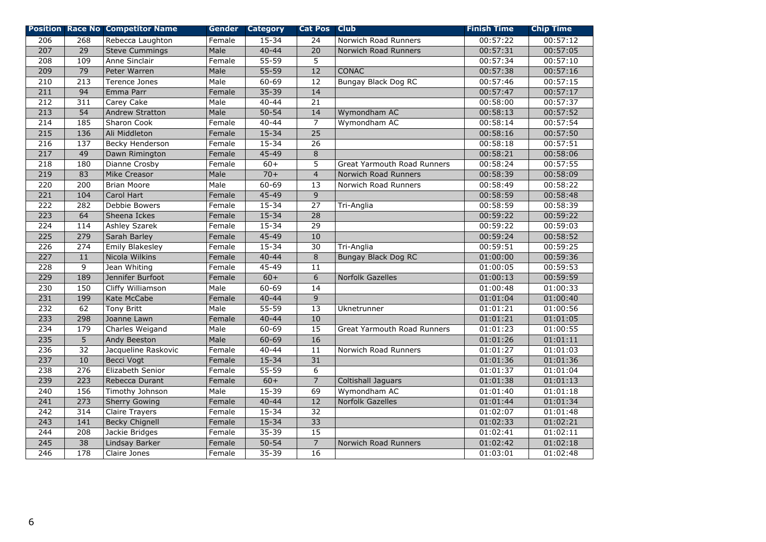| Position | Race No | Competitor Name | Gender | Category | Cat Pos | Club | Finish Time | Chip Time |
|---|---|---|---|---|---|---|---|---|
| 206 | 268 | Rebecca Laughton | Female | 15-34 | 24 | Norwich Road Runners | 00:57:22 | 00:57:12 |
| 207 | 29 | Steve Cummings | Male | 40-44 | 20 | Norwich Road Runners | 00:57:31 | 00:57:05 |
| 208 | 109 | Anne Sinclair | Female | 55-59 | 5 | | 00:57:34 | 00:57:10 |
| 209 | 79 | Peter Warren | Male | 55-59 | 12 | CONAC | 00:57:38 | 00:57:16 |
| 210 | 213 | Terence Jones | Male | 60-69 | 12 | Bungay Black Dog RC | 00:57:46 | 00:57:15 |
| 211 | 94 | Emma Parr | Female | 35-39 | 14 | | 00:57:47 | 00:57:17 |
| 212 | 311 | Carey Cake | Male | 40-44 | 21 | | 00:58:00 | 00:57:37 |
| 213 | 54 | Andrew Stratton | Male | 50-54 | 14 | Wymondham AC | 00:58:13 | 00:57:52 |
| 214 | 185 | Sharon Cook | Female | 40-44 | 7 | Wymondham AC | 00:58:14 | 00:57:54 |
| 215 | 136 | Ali Middleton | Female | 15-34 | 25 | | 00:58:16 | 00:57:50 |
| 216 | 137 | Becky Henderson | Female | 15-34 | 26 | | 00:58:18 | 00:57:51 |
| 217 | 49 | Dawn Rimington | Female | 45-49 | 8 | | 00:58:21 | 00:58:06 |
| 218 | 180 | Dianne Crosby | Female | 60+ | 5 | Great Yarmouth Road Runners | 00:58:24 | 00:57:55 |
| 219 | 83 | Mike Creasor | Male | 70+ | 4 | Norwich Road Runners | 00:58:39 | 00:58:09 |
| 220 | 200 | Brian Moore | Male | 60-69 | 13 | Norwich Road Runners | 00:58:49 | 00:58:22 |
| 221 | 104 | Carol Hart | Female | 45-49 | 9 | | 00:58:59 | 00:58:48 |
| 222 | 282 | Debbie Bowers | Female | 15-34 | 27 | Tri-Anglia | 00:58:59 | 00:58:39 |
| 223 | 64 | Sheena Ickes | Female | 15-34 | 28 | | 00:59:22 | 00:59:22 |
| 224 | 114 | Ashley Szarek | Female | 15-34 | 29 | | 00:59:22 | 00:59:03 |
| 225 | 279 | Sarah Barley | Female | 45-49 | 10 | | 00:59:24 | 00:58:52 |
| 226 | 274 | Emily Blakesley | Female | 15-34 | 30 | Tri-Anglia | 00:59:51 | 00:59:25 |
| 227 | 11 | Nicola Wilkins | Female | 40-44 | 8 | Bungay Black Dog RC | 01:00:00 | 00:59:36 |
| 228 | 9 | Jean Whiting | Female | 45-49 | 11 | | 01:00:05 | 00:59:53 |
| 229 | 189 | Jennifer Burfoot | Female | 60+ | 6 | Norfolk Gazelles | 01:00:13 | 00:59:59 |
| 230 | 150 | Cliffy Williamson | Male | 60-69 | 14 | | 01:00:48 | 01:00:33 |
| 231 | 199 | Kate McCabe | Female | 40-44 | 9 | | 01:01:04 | 01:00:40 |
| 232 | 62 | Tony Britt | Male | 55-59 | 13 | Uknetrunner | 01:01:21 | 01:00:56 |
| 233 | 298 | Joanne Lawn | Female | 40-44 | 10 | | 01:01:21 | 01:01:05 |
| 234 | 179 | Charles Weigand | Male | 60-69 | 15 | Great Yarmouth Road Runners | 01:01:23 | 01:00:55 |
| 235 | 5 | Andy Beeston | Male | 60-69 | 16 | | 01:01:26 | 01:01:11 |
| 236 | 32 | Jacqueline Raskovic | Female | 40-44 | 11 | Norwich Road Runners | 01:01:27 | 01:01:03 |
| 237 | 10 | Becci Vogt | Female | 15-34 | 31 | | 01:01:36 | 01:01:36 |
| 238 | 276 | Elizabeth Senior | Female | 55-59 | 6 | | 01:01:37 | 01:01:04 |
| 239 | 223 | Rebecca Durant | Female | 60+ | 7 | Coltishall Jaguars | 01:01:38 | 01:01:13 |
| 240 | 156 | Timothy Johnson | Male | 15-39 | 69 | Wymondham AC | 01:01:40 | 01:01:18 |
| 241 | 273 | Sherry Gowing | Female | 40-44 | 12 | Norfolk Gazelles | 01:01:44 | 01:01:34 |
| 242 | 314 | Claire Trayers | Female | 15-34 | 32 | | 01:02:07 | 01:01:48 |
| 243 | 141 | Becky Chignell | Female | 15-34 | 33 | | 01:02:33 | 01:02:21 |
| 244 | 208 | Jackie Bridges | Female | 35-39 | 15 | | 01:02:41 | 01:02:11 |
| 245 | 38 | Lindsay Barker | Female | 50-54 | 7 | Norwich Road Runners | 01:02:42 | 01:02:18 |
| 246 | 178 | Claire Jones | Female | 35-39 | 16 | | 01:03:01 | 01:02:48 |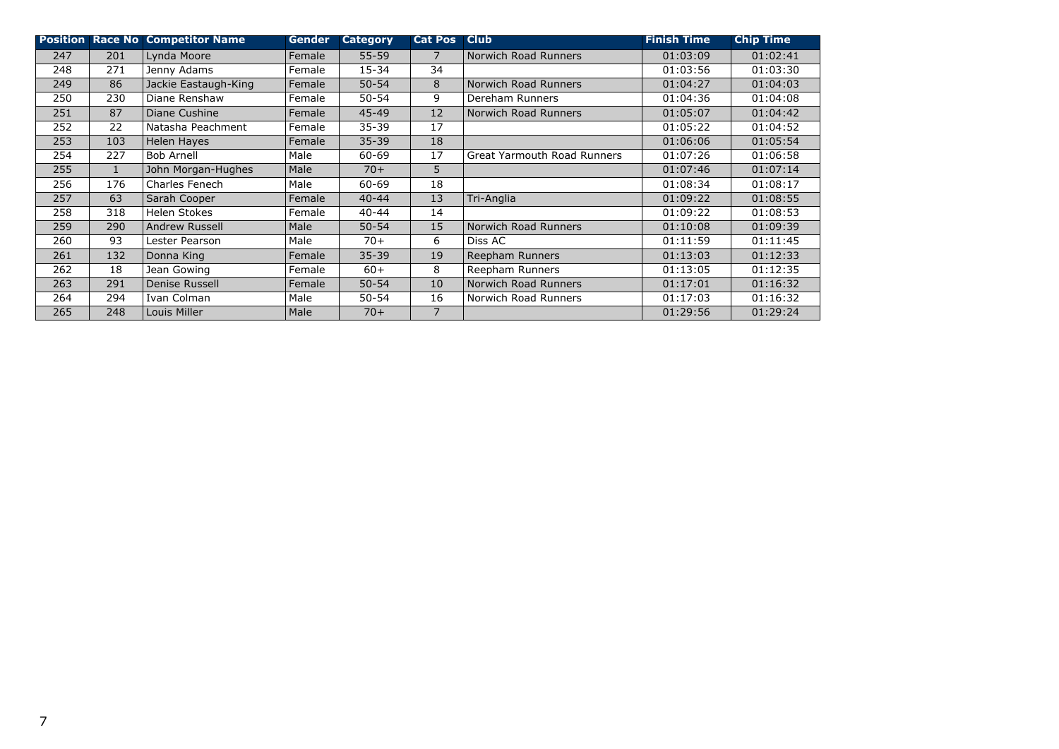| Position | Race No | Competitor Name | Gender | Category | Cat Pos | Club | Finish Time | Chip Time |
|---|---|---|---|---|---|---|---|---|
| 247 | 201 | Lynda Moore | Female | 55-59 | 7 | Norwich Road Runners | 01:03:09 | 01:02:41 |
| 248 | 271 | Jenny Adams | Female | 15-34 | 34 | | 01:03:56 | 01:03:30 |
| 249 | 86 | Jackie Eastaugh-King | Female | 50-54 | 8 | Norwich Road Runners | 01:04:27 | 01:04:03 |
| 250 | 230 | Diane Renshaw | Female | 50-54 | 9 | Dereham Runners | 01:04:36 | 01:04:08 |
| 251 | 87 | Diane Cushine | Female | 45-49 | 12 | Norwich Road Runners | 01:05:07 | 01:04:42 |
| 252 | 22 | Natasha Peachment | Female | 35-39 | 17 | | 01:05:22 | 01:04:52 |
| 253 | 103 | Helen Hayes | Female | 35-39 | 18 | | 01:06:06 | 01:05:54 |
| 254 | 227 | Bob Arnell | Male | 60-69 | 17 | Great Yarmouth Road Runners | 01:07:26 | 01:06:58 |
| 255 | 1 | John Morgan-Hughes | Male | 70+ | 5 | | 01:07:46 | 01:07:14 |
| 256 | 176 | Charles Fenech | Male | 60-69 | 18 | | 01:08:34 | 01:08:17 |
| 257 | 63 | Sarah Cooper | Female | 40-44 | 13 | Tri-Anglia | 01:09:22 | 01:08:55 |
| 258 | 318 | Helen Stokes | Female | 40-44 | 14 | | 01:09:22 | 01:08:53 |
| 259 | 290 | Andrew Russell | Male | 50-54 | 15 | Norwich Road Runners | 01:10:08 | 01:09:39 |
| 260 | 93 | Lester Pearson | Male | 70+ | 6 | Diss AC | 01:11:59 | 01:11:45 |
| 261 | 132 | Donna King | Female | 35-39 | 19 | Reepham Runners | 01:13:03 | 01:12:33 |
| 262 | 18 | Jean Gowing | Female | 60+ | 8 | Reepham Runners | 01:13:05 | 01:12:35 |
| 263 | 291 | Denise Russell | Female | 50-54 | 10 | Norwich Road Runners | 01:17:01 | 01:16:32 |
| 264 | 294 | Ivan Colman | Male | 50-54 | 16 | Norwich Road Runners | 01:17:03 | 01:16:32 |
| 265 | 248 | Louis Miller | Male | 70+ | 7 | | 01:29:56 | 01:29:24 |